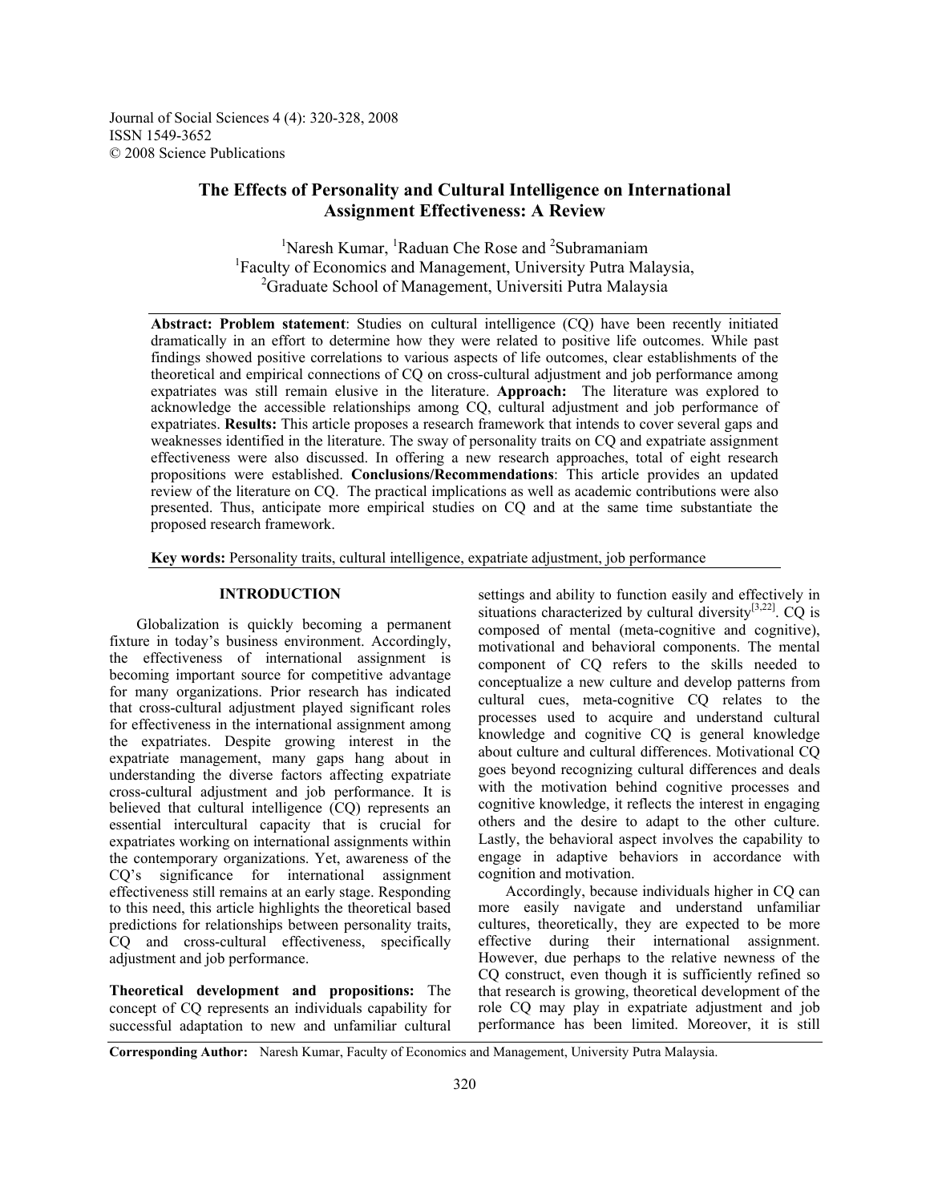# The Effects of Personality and Cultural Intelligence on International Assignment Effectiveness: A Review

[1]Naresh Kumar, [1]Raduan Che Rose and [2]Subramaniam
[1]Faculty of Economics and Management, University Putra Malaysia,
[2]Graduate School of Management, Universiti Putra Malaysia

**Abstract: Problem statement**: Studies on cultural intelligence (CQ) have been recently initiated dramatically in an effort to determine how they were related to positive life outcomes. While past findings showed positive correlations to various aspects of life outcomes, clear establishments of the theoretical and empirical connections of CQ on cross-cultural adjustment and job performance among expatriates was still remain elusive in the literature. **Approach:** The literature was explored to acknowledge the accessible relationships among CQ, cultural adjustment and job performance of expatriates. **Results:** This article proposes a research framework that intends to cover several gaps and weaknesses identified in the literature. The sway of personality traits on CQ and expatriate assignment effectiveness were also discussed. In offering a new research approaches, total of eight research propositions were established. **Conclusions/Recommendations**: This article provides an updated review of the literature on CQ. The practical implications as well as academic contributions were also presented. Thus, anticipate more empirical studies on CQ and at the same time substantiate the proposed research framework.

**Key words:** Personality traits, cultural intelligence, expatriate adjustment, job performance

## INTRODUCTION

Globalization is quickly becoming a permanent fixture in today's business environment. Accordingly, the effectiveness of international assignment is becoming important source for competitive advantage for many organizations. Prior research has indicated that cross-cultural adjustment played significant roles for effectiveness in the international assignment among the expatriates. Despite growing interest in the expatriate management, many gaps hang about in understanding the diverse factors affecting expatriate cross-cultural adjustment and job performance. It is believed that cultural intelligence (CQ) represents an essential intercultural capacity that is crucial for expatriates working on international assignments within the contemporary organizations. Yet, awareness of the CQ's significance for international assignment effectiveness still remains at an early stage. Responding to this need, this article highlights the theoretical based predictions for relationships between personality traits, CQ and cross-cultural effectiveness, specifically adjustment and job performance.

**Theoretical development and propositions:** The concept of CQ represents an individuals capability for successful adaptation to new and unfamiliar cultural settings and ability to function easily and effectively in situations characterized by cultural diversity[3,22]. CQ is composed of mental (meta-cognitive and cognitive), motivational and behavioral components. The mental component of CQ refers to the skills needed to conceptualize a new culture and develop patterns from cultural cues, meta-cognitive CQ relates to the processes used to acquire and understand cultural knowledge and cognitive CQ is general knowledge about culture and cultural differences. Motivational CQ goes beyond recognizing cultural differences and deals with the motivation behind cognitive processes and cognitive knowledge, it reflects the interest in engaging others and the desire to adapt to the other culture. Lastly, the behavioral aspect involves the capability to engage in adaptive behaviors in accordance with cognition and motivation.

Accordingly, because individuals higher in CQ can more easily navigate and understand unfamiliar cultures, theoretically, they are expected to be more effective during their international assignment. However, due perhaps to the relative newness of the CQ construct, even though it is sufficiently refined so that research is growing, theoretical development of the role CQ may play in expatriate adjustment and job performance has been limited. Moreover, it is still

**Corresponding Author:** Naresh Kumar, Faculty of Economics and Management, University Putra Malaysia.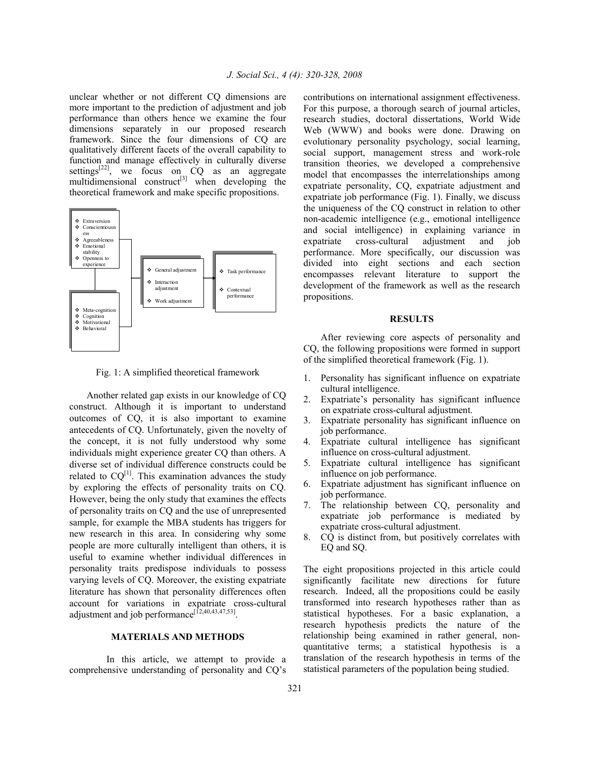unclear whether or not different CQ dimensions are more important to the prediction of adjustment and job performance than others hence we examine the four dimensions separately in our proposed research framework. Since the four dimensions of CQ are qualitatively different facets of the overall capability to function and manage effectively in culturally diverse settings[22], we focus on CQ as an aggregate multidimensional construct[3] when developing the theoretical framework and make specific propositions.

- Extraversion
- Conscientiousness
- Agreeableness
- Emotional stability
- Openness to experience

- Meta-cognition
- Cognition
- Motivational
- Behavioral

- General adjustment
- Interaction adjustment
- Work adjustment

- Task performance
- Contextual performance

Fig. 1: A simplified theoretical framework

Another related gap exists in our knowledge of CQ construct. Although it is important to understand outcomes of CQ, it is also important to examine antecedents of CQ. Unfortunately, given the novelty of the concept, it is not fully understood why some individuals might experience greater CQ than others. A diverse set of individual difference constructs could be related to CQ[1]. This examination advances the study by exploring the effects of personality traits on CQ. However, being the only study that examines the effects of personality traits on CQ and the use of unrepresented sample, for example the MBA students has triggers for new research in this area. In considering why some people are more culturally intelligent than others, it is useful to examine whether individual differences in personality traits predispose individuals to possess varying levels of CQ. Moreover, the existing expatriate literature has shown that personality differences often account for variations in expatriate cross-cultural adjustment and job performance[12,40,43,47,53].

## MATERIALS AND METHODS

In this article, we attempt to provide a comprehensive understanding of personality and CQ's contributions on international assignment effectiveness. For this purpose, a thorough search of journal articles, research studies, doctoral dissertations, World Wide Web (WWW) and books were done. Drawing on evolutionary personality psychology, social learning, social support, management stress and work-role transition theories, we developed a comprehensive model that encompasses the interrelationships among expatriate personality, CQ, expatriate adjustment and expatriate job performance (Fig. 1). Finally, we discuss the uniqueness of the CQ construct in relation to other non-academic intelligence (e.g., emotional intelligence and social intelligence) in explaining variance in expatriate cross-cultural adjustment and job performance. More specifically, our discussion was divided into eight sections and each section encompasses relevant literature to support the development of the framework as well as the research propositions.

## RESULTS

After reviewing core aspects of personality and CQ, the following propositions were formed in support of the simplified theoretical framework (Fig. 1).

1. Personality has significant influence on expatriate cultural intelligence.
2. Expatriate's personality has significant influence on expatriate cross-cultural adjustment.
3. Expatriate personality has significant influence on job performance.
4. Expatriate cultural intelligence has significant influence on cross-cultural adjustment.
5. Expatriate cultural intelligence has significant influence on job performance.
6. Expatriate adjustment has significant influence on job performance.
7. The relationship between CQ, personality and expatriate job performance is mediated by expatriate cross-cultural adjustment.
8. CQ is distinct from, but positively correlates with EQ and SQ.

The eight propositions projected in this article could significantly facilitate new directions for future research. Indeed, all the propositions could be easily transformed into research hypotheses rather than as statistical hypotheses. For a basic explanation, a research hypothesis predicts the nature of the relationship being examined in rather general, non-quantitative terms; a statistical hypothesis is a translation of the research hypothesis in terms of the statistical parameters of the population being studied.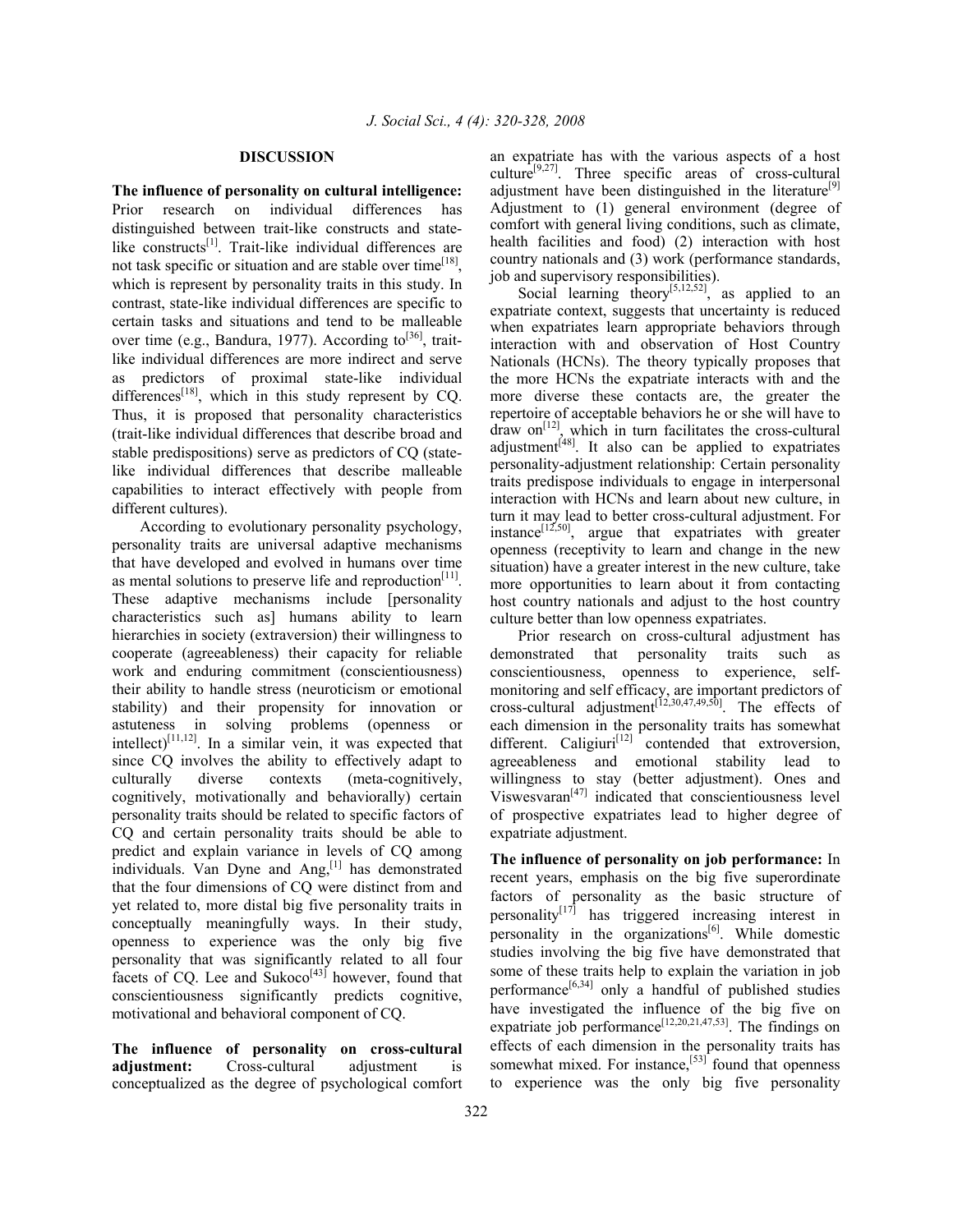## DISCUSSION

**The influence of personality on cultural intelligence:** Prior research on individual differences has distinguished between trait-like constructs and state-like constructs[1]. Trait-like individual differences are not task specific or situation and are stable over time[18], which is represent by personality traits in this study. In contrast, state-like individual differences are specific to certain tasks and situations and tend to be malleable over time (e.g., Bandura, 1977). According to[36], trait-like individual differences are more indirect and serve as predictors of proximal state-like individual differences[18], which in this study represent by CQ. Thus, it is proposed that personality characteristics (trait-like individual differences that describe broad and stable predispositions) serve as predictors of CQ (state-like individual differences that describe malleable capabilities to interact effectively with people from different cultures).

According to evolutionary personality psychology, personality traits are universal adaptive mechanisms that have developed and evolved in humans over time as mental solutions to preserve life and reproduction[11]. These adaptive mechanisms include [personality characteristics such as] humans ability to learn hierarchies in society (extraversion) their willingness to cooperate (agreeableness) their capacity for reliable work and enduring commitment (conscientiousness) their ability to handle stress (neuroticism or emotional stability) and their propensity for innovation or astuteness in solving problems (openness or intellect)[11,12]. In a similar vein, it was expected that since CQ involves the ability to effectively adapt to culturally diverse contexts (meta-cognitively, cognitively, motivationally and behaviorally) certain personality traits should be related to specific factors of CQ and certain personality traits should be able to predict and explain variance in levels of CQ among individuals. Van Dyne and Ang,[1] has demonstrated that the four dimensions of CQ were distinct from and yet related to, more distal big five personality traits in conceptually meaningfully ways. In their study, openness to experience was the only big five personality that was significantly related to all four facets of CQ. Lee and Sukoco[43] however, found that conscientiousness significantly predicts cognitive, motivational and behavioral component of CQ.

**The influence of personality on cross-cultural adjustment:** Cross-cultural adjustment is conceptualized as the degree of psychological comfort an expatriate has with the various aspects of a host culture[9,27]. Three specific areas of cross-cultural adjustment have been distinguished in the literature[9] Adjustment to (1) general environment (degree of comfort with general living conditions, such as climate, health facilities and food) (2) interaction with host country nationals and (3) work (performance standards, job and supervisory responsibilities).

Social learning theory[5,12,52], as applied to an expatriate context, suggests that uncertainty is reduced when expatriates learn appropriate behaviors through interaction with and observation of Host Country Nationals (HCNs). The theory typically proposes that the more HCNs the expatriate interacts with and the more diverse these contacts are, the greater the repertoire of acceptable behaviors he or she will have to draw on[12], which in turn facilitates the cross-cultural adjustment[48]. It also can be applied to expatriates personality-adjustment relationship: Certain personality traits predispose individuals to engage in interpersonal interaction with HCNs and learn about new culture, in turn it may lead to better cross-cultural adjustment. For instance[12,50], argue that expatriates with greater openness (receptivity to learn and change in the new situation) have a greater interest in the new culture, take more opportunities to learn about it from contacting host country nationals and adjust to the host country culture better than low openness expatriates.

Prior research on cross-cultural adjustment has demonstrated that personality traits such as conscientiousness, openness to experience, self-monitoring and self efficacy, are important predictors of cross-cultural adjustment[12,30,47,49,50]. The effects of each dimension in the personality traits has somewhat different. Caligiuri[12] contended that extroversion, agreeableness and emotional stability lead to willingness to stay (better adjustment). Ones and Viswesvaran[47] indicated that conscientiousness level of prospective expatriates lead to higher degree of expatriate adjustment.

**The influence of personality on job performance:** In recent years, emphasis on the big five superordinate factors of personality as the basic structure of personality[17] has triggered increasing interest in personality in the organizations[6]. While domestic studies involving the big five have demonstrated that some of these traits help to explain the variation in job performance[6,34] only a handful of published studies have investigated the influence of the big five on expatriate job performance[12,20,21,47,53]. The findings on effects of each dimension in the personality traits has somewhat mixed. For instance,[53] found that openness to experience was the only big five personality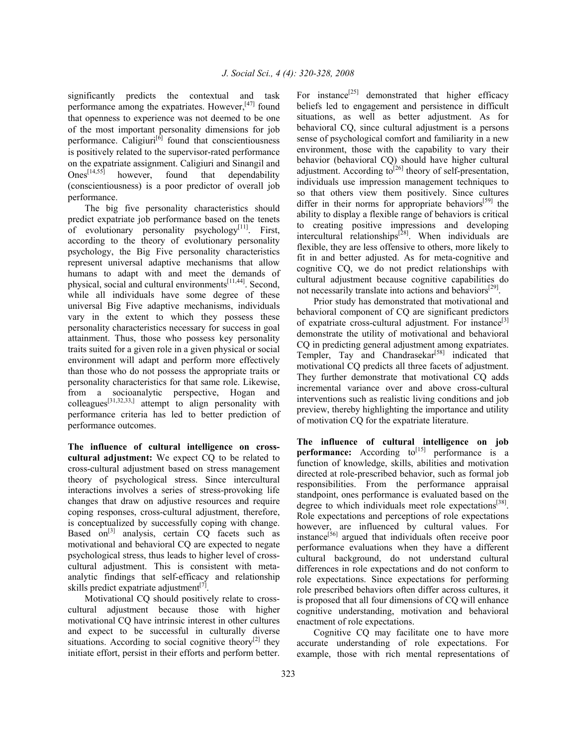significantly predicts the contextual and task performance among the expatriates. However,[47] found that openness to experience was not deemed to be one of the most important personality dimensions for job performance. Caligiuri[6] found that conscientiousness is positively related to the supervisor-rated performance on the expatriate assignment. Caligiuri and Sinangil and Ones[14,55] however, found that dependability (conscientiousness) is a poor predictor of overall job performance.

The big five personality characteristics should predict expatriate job performance based on the tenets of evolutionary personality psychology[11]. First, according to the theory of evolutionary personality psychology, the Big Five personality characteristics represent universal adaptive mechanisms that allow humans to adapt with and meet the demands of physical, social and cultural environments[11,44]. Second, while all individuals have some degree of these universal Big Five adaptive mechanisms, individuals vary in the extent to which they possess these personality characteristics necessary for success in goal attainment. Thus, those who possess key personality traits suited for a given role in a given physical or social environment will adapt and perform more effectively than those who do not possess the appropriate traits or personality characteristics for that same role. Likewise, from a socioanalytic perspective, Hogan and colleagues[31,32,33,] attempt to align personality with performance criteria has led to better prediction of performance outcomes.

**The influence of cultural intelligence on cross-cultural adjustment:** We expect CQ to be related to cross-cultural adjustment based on stress management theory of psychological stress. Since intercultural interactions involves a series of stress-provoking life changes that draw on adjustive resources and require coping responses, cross-cultural adjustment, therefore, is conceptualized by successfully coping with change. Based on[3] analysis, certain CQ facets such as motivational and behavioral CQ are expected to negate psychological stress, thus leads to higher level of cross-cultural adjustment. This is consistent with meta-analytic findings that self-efficacy and relationship skills predict expatriate adjustment[7].

Motivational CQ should positively relate to cross-cultural adjustment because those with higher motivational CQ have intrinsic interest in other cultures and expect to be successful in culturally diverse situations. According to social cognitive theory[2] they initiate effort, persist in their efforts and perform better. For instance[25] demonstrated that higher efficacy beliefs led to engagement and persistence in difficult situations, as well as better adjustment. As for behavioral CQ, since cultural adjustment is a persons sense of psychological comfort and familiarity in a new environment, those with the capability to vary their behavior (behavioral CQ) should have higher cultural adjustment. According to[26] theory of self-presentation, individuals use impression management techniques to so that others view them positively. Since cultures differ in their norms for appropriate behaviors[59] the ability to display a flexible range of behaviors is critical to creating positive impressions and developing intercultural relationships[28]. When individuals are flexible, they are less offensive to others, more likely to fit in and better adjusted. As for meta-cognitive and cognitive CQ, we do not predict relationships with cultural adjustment because cognitive capabilities do not necessarily translate into actions and behaviors[29].

Prior study has demonstrated that motivational and behavioral component of CQ are significant predictors of expatriate cross-cultural adjustment. For instance[3] demonstrate the utility of motivational and behavioral CQ in predicting general adjustment among expatriates. Templer, Tay and Chandrasekar[58] indicated that motivational CQ predicts all three facets of adjustment. They further demonstrate that motivational CQ adds incremental variance over and above cross-cultural interventions such as realistic living conditions and job preview, thereby highlighting the importance and utility of motivation CQ for the expatriate literature.

**The influence of cultural intelligence on job performance:** According to[15] performance is a function of knowledge, skills, abilities and motivation directed at role-prescribed behavior, such as formal job responsibilities. From the performance appraisal standpoint, ones performance is evaluated based on the degree to which individuals meet role expectations[38]. Role expectations and perceptions of role expectations however, are influenced by cultural values. For instance[56] argued that individuals often receive poor performance evaluations when they have a different cultural background, do not understand cultural differences in role expectations and do not conform to role expectations. Since expectations for performing role prescribed behaviors often differ across cultures, it is proposed that all four dimensions of CQ will enhance cognitive understanding, motivation and behavioral enactment of role expectations.

Cognitive CQ may facilitate one to have more accurate understanding of role expectations. For example, those with rich mental representations of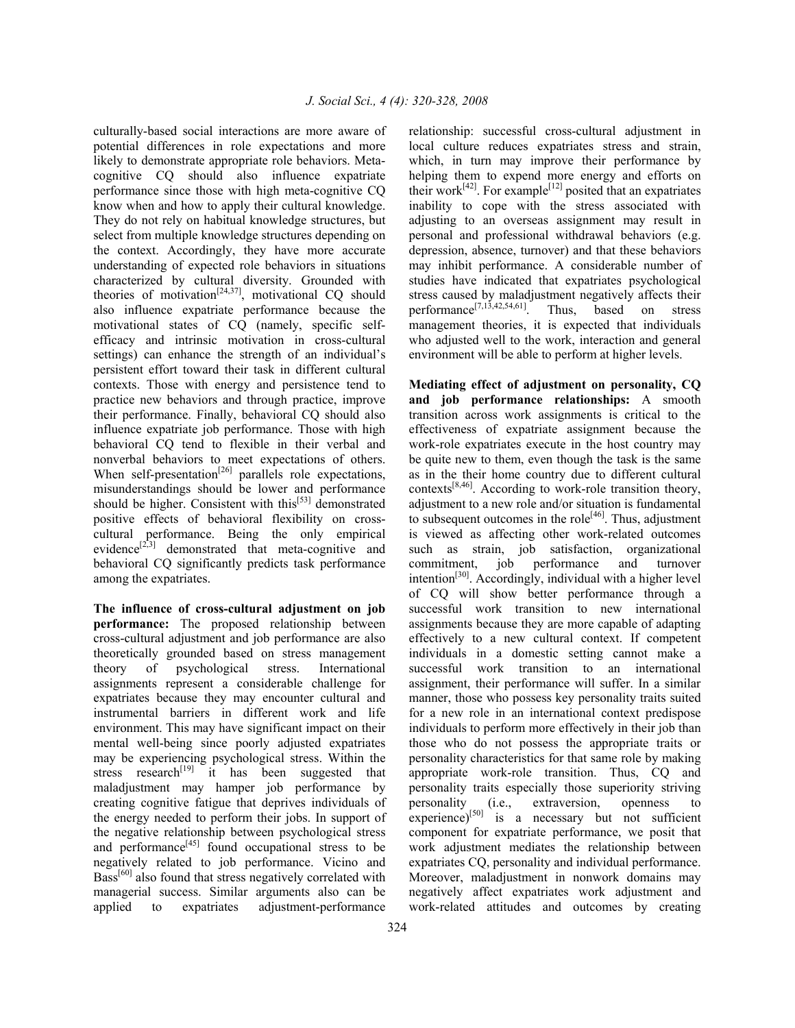culturally-based social interactions are more aware of potential differences in role expectations and more likely to demonstrate appropriate role behaviors. Meta-cognitive CQ should also influence expatriate performance since those with high meta-cognitive CQ know when and how to apply their cultural knowledge. They do not rely on habitual knowledge structures, but select from multiple knowledge structures depending on the context. Accordingly, they have more accurate understanding of expected role behaviors in situations characterized by cultural diversity. Grounded with theories of motivation[24,37], motivational CQ should also influence expatriate performance because the motivational states of CQ (namely, specific self-efficacy and intrinsic motivation in cross-cultural settings) can enhance the strength of an individual's persistent effort toward their task in different cultural contexts. Those with energy and persistence tend to practice new behaviors and through practice, improve their performance. Finally, behavioral CQ should also influence expatriate job performance. Those with high behavioral CQ tend to flexible in their verbal and nonverbal behaviors to meet expectations of others. When self-presentation[26] parallels role expectations, misunderstandings should be lower and performance should be higher. Consistent with this[53] demonstrated positive effects of behavioral flexibility on cross-cultural performance. Being the only empirical evidence[2,3] demonstrated that meta-cognitive and behavioral CQ significantly predicts task performance among the expatriates.

**The influence of cross-cultural adjustment on job performance:** The proposed relationship between cross-cultural adjustment and job performance are also theoretically grounded based on stress management theory of psychological stress. International assignments represent a considerable challenge for expatriates because they may encounter cultural and instrumental barriers in different work and life environment. This may have significant impact on their mental well-being since poorly adjusted expatriates may be experiencing psychological stress. Within the stress research[19] it has been suggested that maladjustment may hamper job performance by creating cognitive fatigue that deprives individuals of the energy needed to perform their jobs. In support of the negative relationship between psychological stress and performance[45] found occupational stress to be negatively related to job performance. Vicino and Bass[60] also found that stress negatively correlated with managerial success. Similar arguments also can be applied to expatriates adjustment-performance relationship: successful cross-cultural adjustment in local culture reduces expatriates stress and strain, which, in turn may improve their performance by helping them to expend more energy and efforts on their work[42]. For example[12] posited that an expatriates inability to cope with the stress associated with adjusting to an overseas assignment may result in personal and professional withdrawal behaviors (e.g. depression, absence, turnover) and that these behaviors may inhibit performance. A considerable number of studies have indicated that expatriates psychological stress caused by maladjustment negatively affects their performance[7,13,42,54,61]. Thus, based on stress management theories, it is expected that individuals who adjusted well to the work, interaction and general environment will be able to perform at higher levels.

**Mediating effect of adjustment on personality, CQ and job performance relationships:** A smooth transition across work assignments is critical to the effectiveness of expatriate assignment because the work-role expatriates execute in the host country may be quite new to them, even though the task is the same as in the their home country due to different cultural contexts[8,46]. According to work-role transition theory, adjustment to a new role and/or situation is fundamental to subsequent outcomes in the role[46]. Thus, adjustment is viewed as affecting other work-related outcomes such as strain, job satisfaction, organizational commitment, job performance and turnover intention[30]. Accordingly, individual with a higher level of CQ will show better performance through a successful work transition to new international assignments because they are more capable of adapting effectively to a new cultural context. If competent individuals in a domestic setting cannot make a successful work transition to an international assignment, their performance will suffer. In a similar manner, those who possess key personality traits suited for a new role in an international context predispose individuals to perform more effectively in their job than those who do not possess the appropriate traits or personality characteristics for that same role by making appropriate work-role transition. Thus, CQ and personality traits especially those superiority striving personality (i.e., extraversion, openness to experience)[50] is a necessary but not sufficient component for expatriate performance, we posit that work adjustment mediates the relationship between expatriates CQ, personality and individual performance. Moreover, maladjustment in nonwork domains may negatively affect expatriates work adjustment and work-related attitudes and outcomes by creating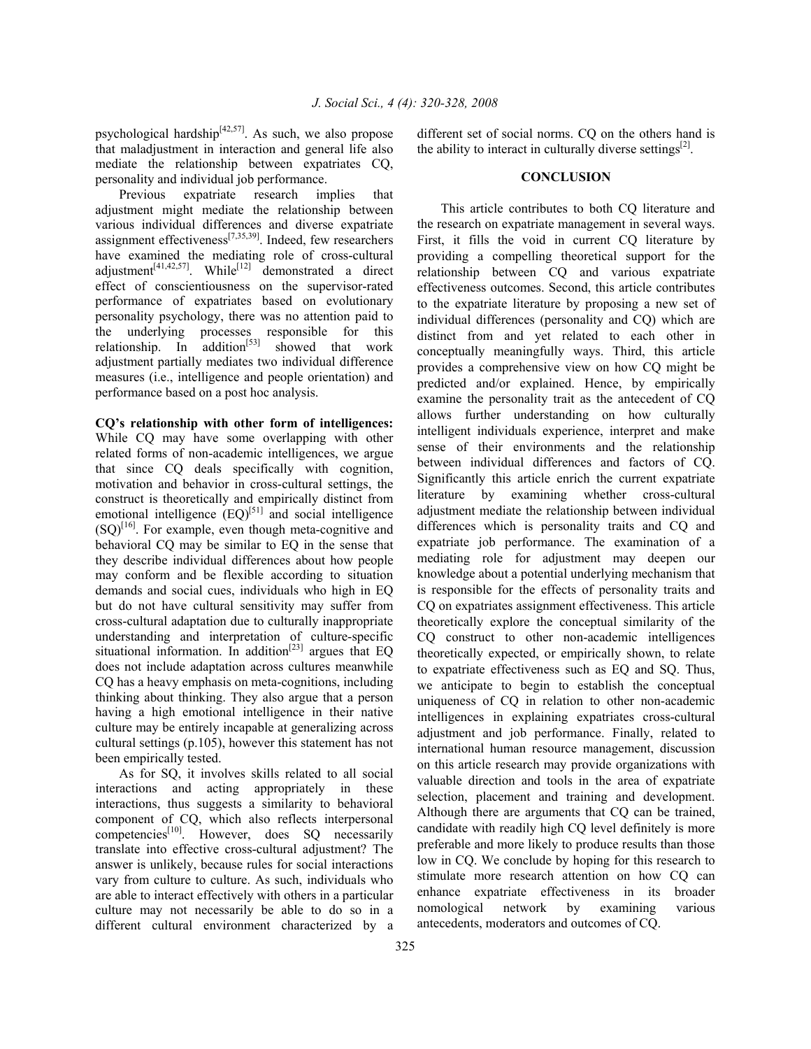psychological hardship[42,57]. As such, we also propose that maladjustment in interaction and general life also mediate the relationship between expatriates CQ, personality and individual job performance.

Previous expatriate research implies that adjustment might mediate the relationship between various individual differences and diverse expatriate assignment effectiveness[7,35,39]. Indeed, few researchers have examined the mediating role of cross-cultural adjustment[41,42,57]. While[12] demonstrated a direct effect of conscientiousness on the supervisor-rated performance of expatriates based on evolutionary personality psychology, there was no attention paid to the underlying processes responsible for this relationship. In addition[53] showed that work adjustment partially mediates two individual difference measures (i.e., intelligence and people orientation) and performance based on a post hoc analysis.

**CQ's relationship with other form of intelligences:** While CQ may have some overlapping with other related forms of non-academic intelligences, we argue that since CQ deals specifically with cognition, motivation and behavior in cross-cultural settings, the construct is theoretically and empirically distinct from emotional intelligence (EQ)[51] and social intelligence (SQ)[16]. For example, even though meta-cognitive and behavioral CQ may be similar to EQ in the sense that they describe individual differences about how people may conform and be flexible according to situation demands and social cues, individuals who high in EQ but do not have cultural sensitivity may suffer from cross-cultural adaptation due to culturally inappropriate understanding and interpretation of culture-specific situational information. In addition[23] argues that EQ does not include adaptation across cultures meanwhile CQ has a heavy emphasis on meta-cognitions, including thinking about thinking. They also argue that a person having a high emotional intelligence in their native culture may be entirely incapable at generalizing across cultural settings (p.105), however this statement has not been empirically tested.

As for SQ, it involves skills related to all social interactions and acting appropriately in these interactions, thus suggests a similarity to behavioral component of CQ, which also reflects interpersonal competencies[10]. However, does SQ necessarily translate into effective cross-cultural adjustment? The answer is unlikely, because rules for social interactions vary from culture to culture. As such, individuals who are able to interact effectively with others in a particular culture may not necessarily be able to do so in a different cultural environment characterized by a different set of social norms. CQ on the others hand is the ability to interact in culturally diverse settings[2].

## CONCLUSION

This article contributes to both CQ literature and the research on expatriate management in several ways. First, it fills the void in current CQ literature by providing a compelling theoretical support for the relationship between CQ and various expatriate effectiveness outcomes. Second, this article contributes to the expatriate literature by proposing a new set of individual differences (personality and CQ) which are distinct from and yet related to each other in conceptually meaningfully ways. Third, this article provides a comprehensive view on how CQ might be predicted and/or explained. Hence, by empirically examine the personality trait as the antecedent of CQ allows further understanding on how culturally intelligent individuals experience, interpret and make sense of their environments and the relationship between individual differences and factors of CQ. Significantly this article enrich the current expatriate literature by examining whether cross-cultural adjustment mediate the relationship between individual differences which is personality traits and CQ and expatriate job performance. The examination of a mediating role for adjustment may deepen our knowledge about a potential underlying mechanism that is responsible for the effects of personality traits and CQ on expatriates assignment effectiveness. This article theoretically explore the conceptual similarity of the CQ construct to other non-academic intelligences theoretically expected, or empirically shown, to relate to expatriate effectiveness such as EQ and SQ. Thus, we anticipate to begin to establish the conceptual uniqueness of CQ in relation to other non-academic intelligences in explaining expatriates cross-cultural adjustment and job performance. Finally, related to international human resource management, discussion on this article research may provide organizations with valuable direction and tools in the area of expatriate selection, placement and training and development. Although there are arguments that CQ can be trained, candidate with readily high CQ level definitely is more preferable and more likely to produce results than those low in CQ. We conclude by hoping for this research to stimulate more research attention on how CQ can enhance expatriate effectiveness in its broader nomological network by examining various antecedents, moderators and outcomes of CQ.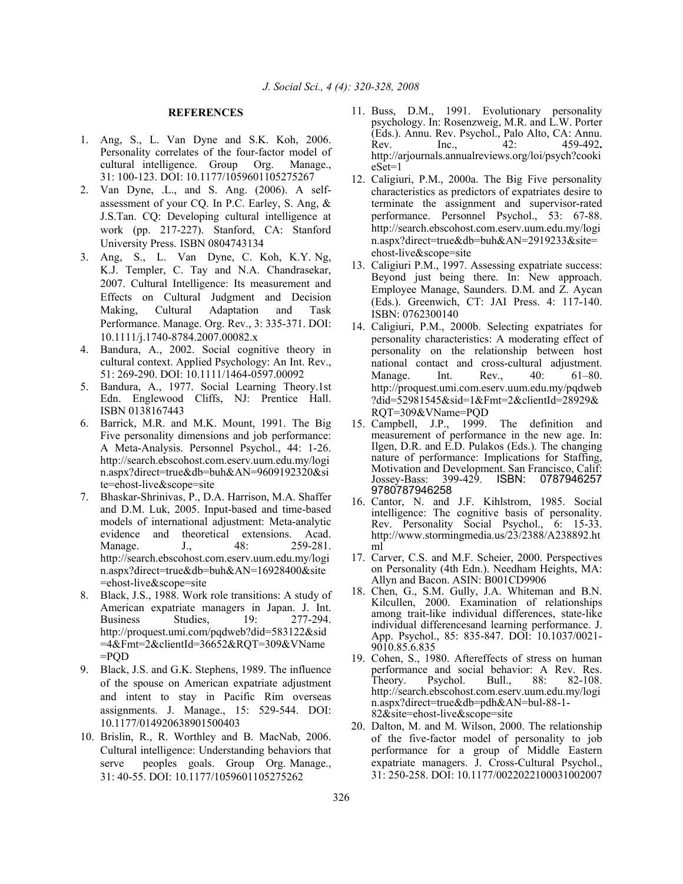## REFERENCES

1. Ang, S., L. Van Dyne and S.K. Koh, 2006. Personality correlates of the four-factor model of cultural intelligence. Group Org. Manage., 31: 100-123. DOI: 10.1177/1059601105275267
2. Van Dyne, .L., and S. Ang. (2006). A self-assessment of your CQ. In P.C. Earley, S. Ang, & J.S.Tan. CQ: Developing cultural intelligence at work (pp. 217-227). Stanford, CA: Stanford University Press. ISBN 0804743134
3. Ang, S., L. Van Dyne, C. Koh, K.Y. Ng, K.J. Templer, C. Tay and N.A. Chandrasekar, 2007. Cultural Intelligence: Its measurement and Effects on Cultural Judgment and Decision Making, Cultural Adaptation and Task Performance. Manage. Org. Rev., 3: 335-371. DOI: 10.1111/j.1740-8784.2007.00082.x
4. Bandura, A., 2002. Social cognitive theory in cultural context. Applied Psychology: An Int. Rev., 51: 269-290. DOI: 10.1111/1464-0597.00092
5. Bandura, A., 1977. Social Learning Theory.1st Edn. Englewood Cliffs, NJ: Prentice Hall. ISBN 0138167443
6. Barrick, M.R. and M.K. Mount, 1991. The Big Five personality dimensions and job performance: A Meta-Analysis. Personnel Psychol., 44: 1-26. http://search.ebscohost.com.eserv.uum.edu.my/login.aspx?direct=true&db=buh&AN=9609192320&site=ehost-live&scope=site
7. Bhaskar-Shrinivas, P., D.A. Harrison, M.A. Shaffer and D.M. Luk, 2005. Input-based and time-based models of international adjustment: Meta-analytic evidence and theoretical extensions. Acad. Manage. J., 48: 259-281. http://search.ebscohost.com.eserv.uum.edu.my/login.aspx?direct=true&db=buh&AN=16928400&site=ehost-live&scope=site
8. Black, J.S., 1988. Work role transitions: A study of American expatriate managers in Japan. J. Int. Business Studies, 19: 277-294. http://proquest.umi.com/pqdweb?did=583122&sid=4&Fmt=2&clientId=36652&RQT=309&VName=PQD
9. Black, J.S. and G.K. Stephens, 1989. The influence of the spouse on American expatriate adjustment and intent to stay in Pacific Rim overseas assignments. J. Manage., 15: 529-544. DOI: 10.1177/014920638901500403
10. Brislin, R., R. Worthley and B. MacNab, 2006. Cultural intelligence: Understanding behaviors that serve peoples goals. Group Org. Manage., 31: 40-55. DOI: 10.1177/1059601105275262
11. Buss, D.M., 1991. Evolutionary personality psychology. In: Rosenzweig, M.R. and L.W. Porter (Eds.). Annu. Rev. Psychol., Palo Alto, CA: Annu. Rev. Inc., 42: 459-492**.** http://arjournals.annualreviews.org/loi/psych?cookieSet=1
12. Caligiuri, P.M., 2000a. The Big Five personality characteristics as predictors of expatriates desire to terminate the assignment and supervisor-rated performance. Personnel Psychol., 53: 67-88. http://search.ebscohost.com.eserv.uum.edu.my/login.aspx?direct=true&db=buh&AN=2919233&site=ehost-live&scope=site
13. Caligiuri P.M., 1997. Assessing expatriate success: Beyond just being there. In: New approach. Employee Manage, Saunders. D.M. and Z. Aycan (Eds.). Greenwich, CT: JAI Press. 4: 117-140. ISBN: 0762300140
14. Caligiuri, P.M., 2000b. Selecting expatriates for personality characteristics: A moderating effect of personality on the relationship between host national contact and cross-cultural adjustment. Manage. Int. Rev., 40: 61–80. http://proquest.umi.com.eserv.uum.edu.my/pqdweb?did=52981545&sid=1&Fmt=2&clientId=28929&RQT=309&VName=PQD
15. Campbell, J.P., 1999. The definition and measurement of performance in the new age. In: Ilgen, D.R. and E.D. Pulakos (Eds.). The changing nature of performance: Implications for Staffing, Motivation and Development. San Francisco, Calif: Jossey-Bass: 399-429. ISBN: 0787946257 9780787946258
16. Cantor, N. and J.F. Kihlstrom, 1985. Social intelligence: The cognitive basis of personality. Rev. Personality Social Psychol., 6: 15-33. http://www.stormingmedia.us/23/2388/A238892.html
17. Carver, C.S. and M.F. Scheier, 2000. Perspectives on Personality (4th Edn.). Needham Heights, MA: Allyn and Bacon. ASIN: B001CD9906
18. Chen, G., S.M. Gully, J.A. Whiteman and B.N. Kilcullen, 2000. Examination of relationships among trait-like individual differences, state-like individual differencesand learning performance. J. App. Psychol., 85: 835-847. DOI: 10.1037/0021-9010.85.6.835
19. Cohen, S., 1980. Aftereffects of stress on human performance and social behavior: A Rev. Res. Theory. Psychol. Bull., 88: 82-108. http://search.ebscohost.com.eserv.uum.edu.my/login.aspx?direct=true&db=pdh&AN=bul-88-1-82&site=ehost-live&scope=site
20. Dalton, M. and M. Wilson, 2000. The relationship of the five-factor model of personality to job performance for a group of Middle Eastern expatriate managers. J. Cross-Cultural Psychol., 31: 250-258. DOI: 10.1177/0022022100031002007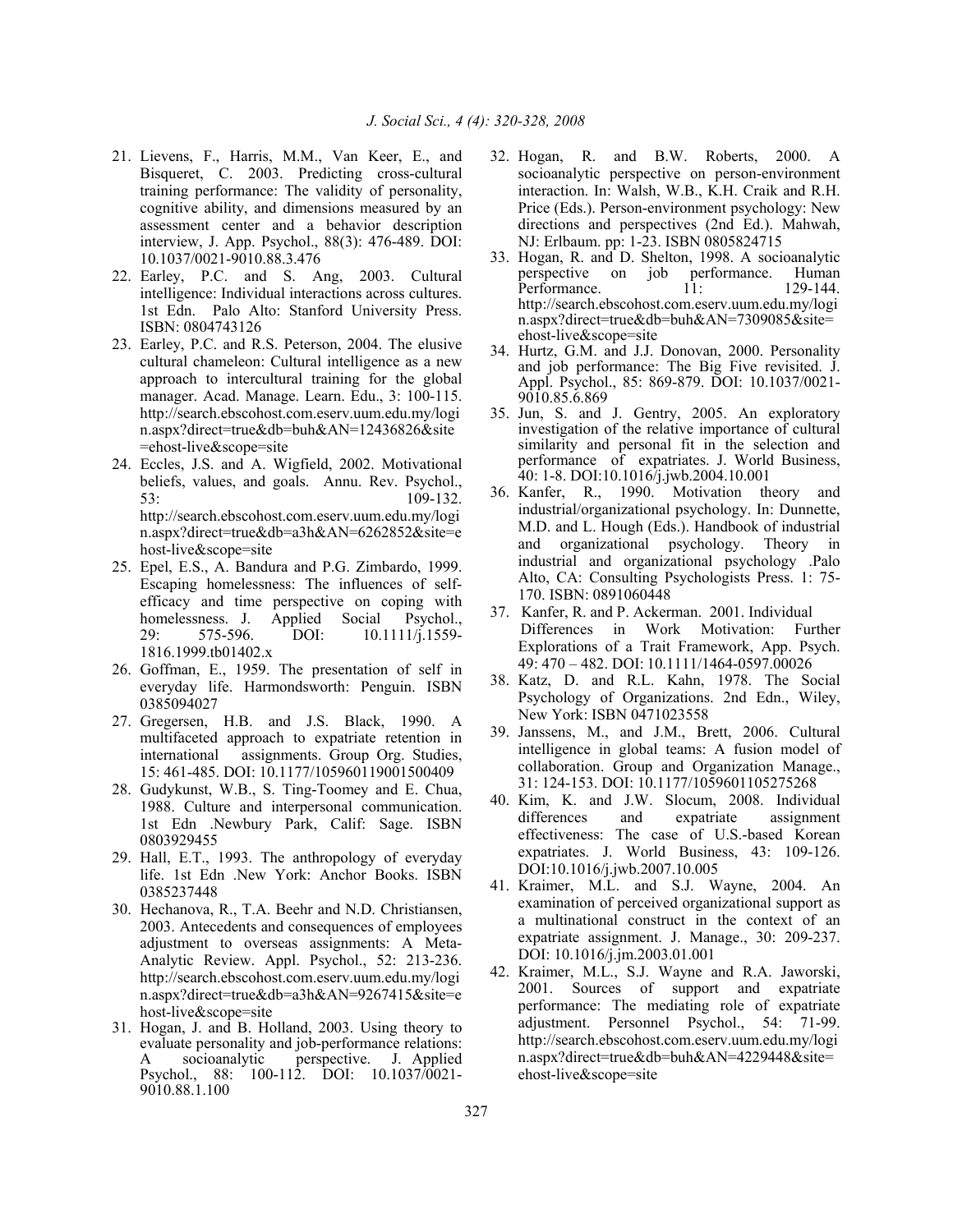21. Lievens, F., Harris, M.M., Van Keer, E., and Bisqueret, C. 2003. Predicting cross-cultural training performance: The validity of personality, cognitive ability, and dimensions measured by an assessment center and a behavior description interview, J. App. Psychol., 88(3): 476-489. DOI: 10.1037/0021-9010.88.3.476
22. Earley, P.C. and S. Ang, 2003. Cultural intelligence: Individual interactions across cultures. 1st Edn. Palo Alto: Stanford University Press. ISBN: 0804743126
23. Earley, P.C. and R.S. Peterson, 2004. The elusive cultural chameleon: Cultural intelligence as a new approach to intercultural training for the global manager. Acad. Manage. Learn. Edu., 3: 100-115. http://search.ebscohost.com.eserv.uum.edu.my/login.aspx?direct=true&db=buh&AN=12436826&site=ehost-live&scope=site
24. Eccles, J.S. and A. Wigfield, 2002. Motivational beliefs, values, and goals. Annu. Rev. Psychol., 53: 109-132. http://search.ebscohost.com.eserv.uum.edu.my/login.aspx?direct=true&db=a3h&AN=6262852&site=ehost-live&scope=site
25. Epel, E.S., A. Bandura and P.G. Zimbardo, 1999. Escaping homelessness: The influences of self-efficacy and time perspective on coping with homelessness. J. Applied Social Psychol., 29: 575-596. DOI: 10.1111/j.1559-1816.1999.tb01402.x
26. Goffman, E., 1959. The presentation of self in everyday life. Harmondsworth: Penguin. ISBN 0385094027
27. Gregersen, H.B. and J.S. Black, 1990. A multifaceted approach to expatriate retention in international assignments. Group Org. Studies, 15: 461-485. DOI: 10.1177/105960119001500409
28. Gudykunst, W.B., S. Ting-Toomey and E. Chua, 1988. Culture and interpersonal communication. 1st Edn .Newbury Park, Calif: Sage. ISBN 0803929455
29. Hall, E.T., 1993. The anthropology of everyday life. 1st Edn .New York: Anchor Books. ISBN 0385237448
30. Hechanova, R., T.A. Beehr and N.D. Christiansen, 2003. Antecedents and consequences of employees adjustment to overseas assignments: A Meta-Analytic Review. Appl. Psychol., 52: 213-236. http://search.ebscohost.com.eserv.uum.edu.my/login.aspx?direct=true&db=a3h&AN=9267415&site=ehost-live&scope=site
31. Hogan, J. and B. Holland, 2003. Using theory to evaluate personality and job-performance relations: A socioanalytic perspective. J. Applied Psychol., 88: 100-112. DOI: 10.1037/0021-9010.88.1.100
32. Hogan, R. and B.W. Roberts, 2000. A socioanalytic perspective on person-environment interaction. In: Walsh, W.B., K.H. Craik and R.H. Price (Eds.). Person-environment psychology: New directions and perspectives (2nd Ed.). Mahwah, NJ: Erlbaum. pp: 1-23. ISBN 0805824715
33. Hogan, R. and D. Shelton, 1998. A socioanalytic perspective on job performance. Human Performance. 11: 129-144. http://search.ebscohost.com.eserv.uum.edu.my/login.aspx?direct=true&db=buh&AN=7309085&site=ehost-live&scope=site
34. Hurtz, G.M. and J.J. Donovan, 2000. Personality and job performance: The Big Five revisited. J. Appl. Psychol., 85: 869-879. DOI: 10.1037/0021-9010.85.6.869
35. Jun, S. and J. Gentry, 2005. An exploratory investigation of the relative importance of cultural similarity and personal fit in the selection and performance of expatriates. J. World Business, 40: 1-8. DOI:10.1016/j.jwb.2004.10.001
36. Kanfer, R., 1990. Motivation theory and industrial/organizational psychology. In: Dunnette, M.D. and L. Hough (Eds.). Handbook of industrial and organizational psychology. Theory in industrial and organizational psychology .Palo Alto, CA: Consulting Psychologists Press. 1: 75-170. ISBN: 0891060448
37. Kanfer, R. and P. Ackerman. 2001. Individual Differences in Work Motivation: Further Explorations of a Trait Framework, App. Psych. 49: 470 – 482. DOI: 10.1111/1464-0597.00026
38. Katz, D. and R.L. Kahn, 1978. The Social Psychology of Organizations. 2nd Edn., Wiley, New York: ISBN 0471023558
39. Janssens, M., and J.M., Brett, 2006. Cultural intelligence in global teams: A fusion model of collaboration. Group and Organization Manage., 31: 124-153. DOI: 10.1177/1059601105275268
40. Kim, K. and J.W. Slocum, 2008. Individual differences and expatriate assignment effectiveness: The case of U.S.-based Korean expatriates. J. World Business, 43: 109-126. DOI:10.1016/j.jwb.2007.10.005
41. Kraimer, M.L. and S.J. Wayne, 2004. An examination of perceived organizational support as a multinational construct in the context of an expatriate assignment. J. Manage., 30: 209-237. DOI: 10.1016/j.jm.2003.01.001
42. Kraimer, M.L., S.J. Wayne and R.A. Jaworski, 2001. Sources of support and expatriate performance: The mediating role of expatriate adjustment. Personnel Psychol., 54: 71-99. http://search.ebscohost.com.eserv.uum.edu.my/login.aspx?direct=true&db=buh&AN=4229448&site=ehost-live&scope=site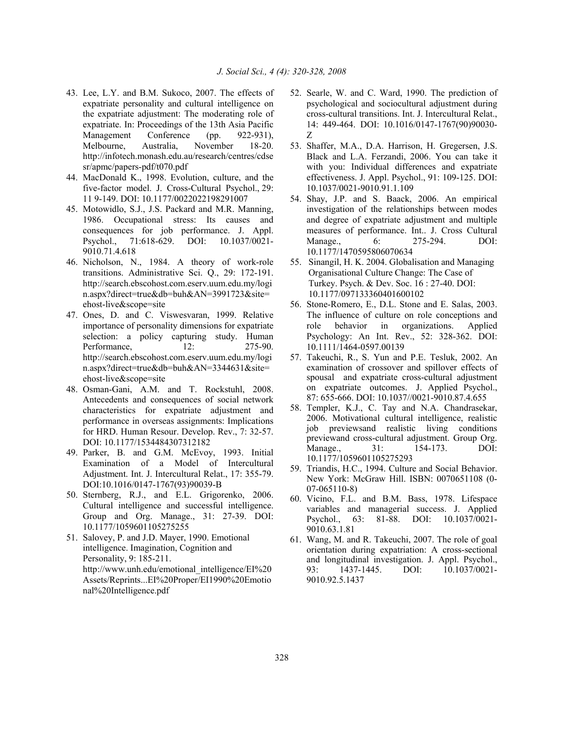43. Lee, L.Y. and B.M. Sukoco, 2007. The effects of expatriate personality and cultural intelligence on the expatriate adjustment: The moderating role of expatriate. In: Proceedings of the 13th Asia Pacific Management Conference (pp. 922-931), Melbourne, Australia, November 18-20. http://infotech.monash.edu.au/research/centres/cdsesr/apmc/papers-pdf/t070.pdf
44. MacDonald K., 1998. Evolution, culture, and the five-factor model. J. Cross-Cultural Psychol., 29: 11 9-149. DOI: 10.1177/0022022198291007
45. Motowidlo, S.J., J.S. Packard and M.R. Manning, 1986. Occupational stress: Its causes and consequences for job performance. J. Appl. Psychol., 71:618-629. DOI: 10.1037/0021-9010.71.4.618
46. Nicholson, N., 1984. A theory of work-role transitions. Administrative Sci. Q., 29: 172-191. http://search.ebscohost.com.eserv.uum.edu.my/login.aspx?direct=true&db=buh&AN=3991723&site=ehost-live&scope=site
47. Ones, D. and C. Viswesvaran, 1999. Relative importance of personality dimensions for expatriate selection: a policy capturing study. Human Performance, 12: 275-90. http://search.ebscohost.com.eserv.uum.edu.my/login.aspx?direct=true&db=buh&AN=3344631&site=ehost-live&scope=site
48. Osman-Gani, A.M. and T. Rockstuhl, 2008. Antecedents and consequences of social network characteristics for expatriate adjustment and performance in overseas assignments: Implications for HRD. Human Resour. Develop. Rev., 7: 32-57. DOI: 10.1177/1534484307312182
49. Parker, B. and G.M. McEvoy, 1993. Initial Examination of a Model of Intercultural Adjustment. Int. J. Intercultural Relat., 17: 355-79. DOI:10.1016/0147-1767(93)90039-B
50. Sternberg, R.J., and E.L. Grigorenko, 2006. Cultural intelligence and successful intelligence. Group and Org. Manage., 31: 27-39. DOI: 10.1177/1059601105275255
51. Salovey, P. and J.D. Mayer, 1990. Emotional intelligence. Imagination, Cognition and Personality, 9: 185-211. http://www.unh.edu/emotional_intelligence/EI%20Assets/Reprints...EI%20Proper/EI1990%20Emotional%20Intelligence.pdf
52. Searle, W. and C. Ward, 1990. The prediction of psychological and sociocultural adjustment during cross-cultural transitions. Int. J. Intercultural Relat., 14: 449-464. DOI: 10.1016/0147-1767(90)90030-Z
53. Shaffer, M.A., D.A. Harrison, H. Gregersen, J.S. Black and L.A. Ferzandi, 2006. You can take it with you: Individual differences and expatriate effectiveness. J. Appl. Psychol., 91: 109-125. DOI: 10.1037/0021-9010.91.1.109
54. Shay, J.P. and S. Baack, 2006. An empirical investigation of the relationships between modes and degree of expatriate adjustment and multiple measures of performance. Int.. J. Cross Cultural Manage., 6: 275-294. DOI: 10.1177/1470595806070634
55. Sinangil, H. K. 2004. Globalisation and Managing Organisational Culture Change: The Case of Turkey. Psych. & Dev. Soc. 16 : 27-40. DOI: 10.1177/097133360401600102
56. Stone-Romero, E., D.L. Stone and E. Salas, 2003. The influence of culture on role conceptions and role behavior in organizations. Applied Psychology: An Int. Rev., 52: 328-362. DOI: 10.1111/1464-0597.00139
57. Takeuchi, R., S. Yun and P.E. Tesluk, 2002. An examination of crossover and spillover effects of spousal and expatriate cross-cultural adjustment on expatriate outcomes. J. Applied Psychol., 87: 655-666. DOI: 10.1037//0021-9010.87.4.655
58. Templer, K.J., C. Tay and N.A. Chandrasekar, 2006. Motivational cultural intelligence, realistic job previewsand realistic living conditions previewand cross-cultural adjustment. Group Org. Manage., 31: 154-173. DOI: 10.1177/1059601105275293
59. Triandis, H.C., 1994. Culture and Social Behavior. New York: McGraw Hill. ISBN: 0070651108 (0-07-065110-8)
60. Vicino, F.L. and B.M. Bass, 1978. Lifespace variables and managerial success. J. Applied Psychol., 63: 81-88. DOI: 10.1037/0021-9010.63.1.81
61. Wang, M. and R. Takeuchi, 2007. The role of goal orientation during expatriation: A cross-sectional and longitudinal investigation. J. Appl. Psychol., 93: 1437-1445. DOI: 10.1037/0021-9010.92.5.1437